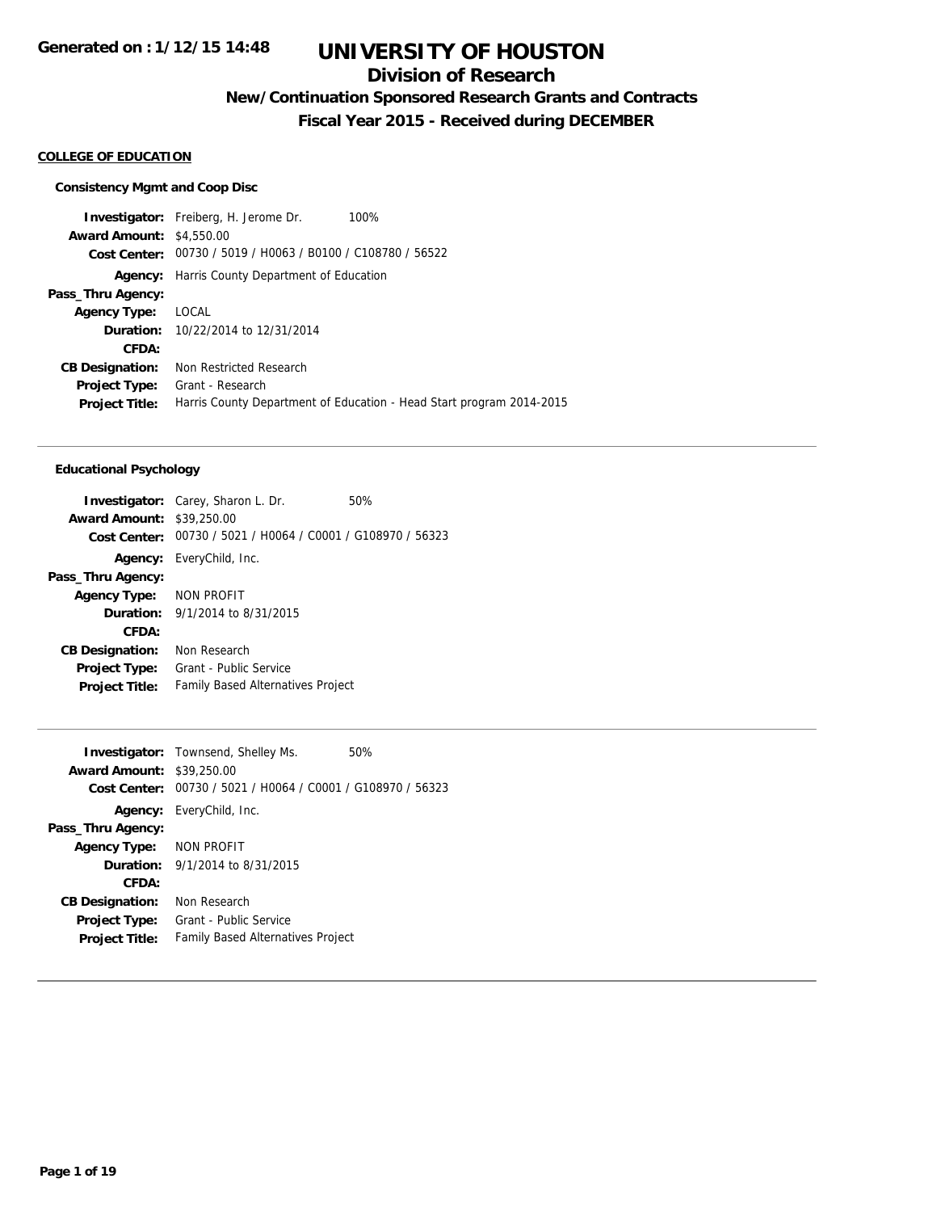Generated on : 1/12/15 14:48

# UNIVERSITY OF HOUSTON

## Division of Research

### New/Continuation Sponsored Research Grants and Contracts

### Fiscal Year 2015 - Received during DECEMBER

**COLLEGE OF EDUCATION**

**Consistency Mgmt and Coop Disc**

**Investigator:** Freiberg, H. Jerome Dr. 100%
**Award Amount:** $4,550.00
**Cost Center:** 00730 / 5019 / H0063 / B0100 / C108780 / 56522
**Agency:** Harris County Department of Education
**Pass_Thru Agency:**
**Agency Type:** LOCAL
**Duration:** 10/22/2014 to 12/31/2014
**CFDA:**
**CB Designation:** Non Restricted Research
**Project Type:** Grant - Research
**Project Title:** Harris County Department of Education - Head Start program 2014-2015

---

**Educational Psychology**

**Investigator:** Carey, Sharon L. Dr. 50%
**Award Amount:** $39,250.00
**Cost Center:** 00730 / 5021 / H0064 / C0001 / G108970 / 56323
**Agency:** EveryChild, Inc.
**Pass_Thru Agency:**
**Agency Type:** NON PROFIT
**Duration:** 9/1/2014 to 8/31/2015
**CFDA:**
**CB Designation:** Non Research
**Project Type:** Grant - Public Service
**Project Title:** Family Based Alternatives Project

---

**Investigator:** Townsend, Shelley Ms. 50%
**Award Amount:** $39,250.00
**Cost Center:** 00730 / 5021 / H0064 / C0001 / G108970 / 56323
**Agency:** EveryChild, Inc.
**Pass_Thru Agency:**
**Agency Type:** NON PROFIT
**Duration:** 9/1/2014 to 8/31/2015
**CFDA:**
**CB Designation:** Non Research
**Project Type:** Grant - Public Service
**Project Title:** Family Based Alternatives Project

---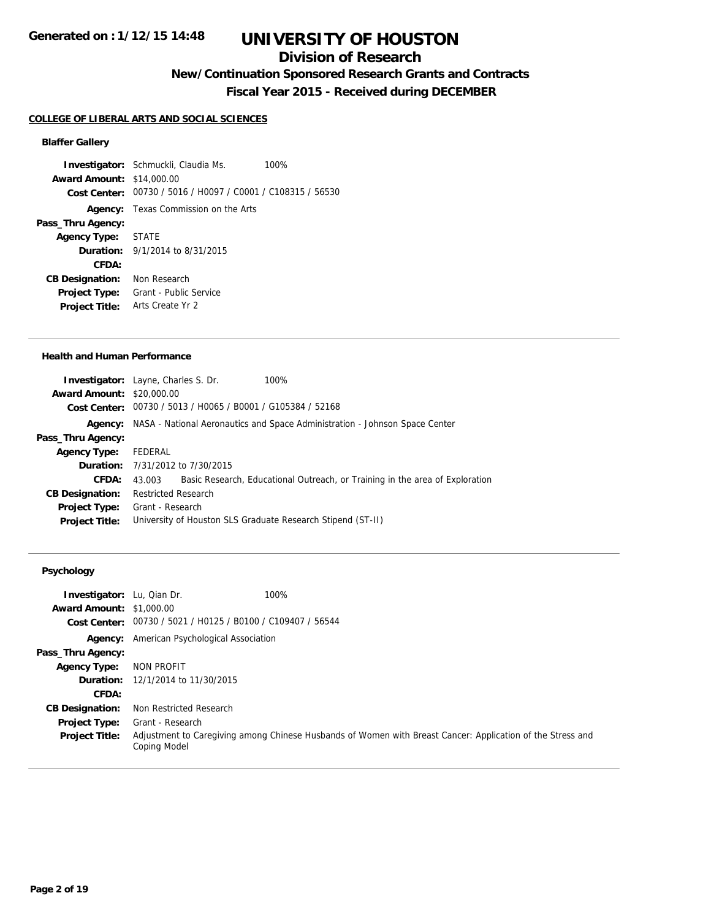# UNIVERSITY OF HOUSTON

## Division of Research

### New/Continuation Sponsored Research Grants and Contracts

### Fiscal Year 2015 - Received during DECEMBER

Generated on : 1/12/15 14:48

**COLLEGE OF LIBERAL ARTS AND SOCIAL SCIENCES**

**Blaffer Gallery**

**Investigator:** Schmuckli, Claudia Ms. 100%
**Award Amount:** $14,000.00
**Cost Center:** 00730 / 5016 / H0097 / C0001 / C108315 / 56530
**Agency:** Texas Commission on the Arts
**Pass_Thru Agency:**
**Agency Type:** STATE
**Duration:** 9/1/2014 to 8/31/2015
**CFDA:**
**CB Designation:** Non Research
**Project Type:** Grant - Public Service
**Project Title:** Arts Create Yr 2

---

**Health and Human Performance**

**Investigator:** Layne, Charles S. Dr. 100%
**Award Amount:** $20,000.00
**Cost Center:** 00730 / 5013 / H0065 / B0001 / G105384 / 52168
**Agency:** NASA - National Aeronautics and Space Administration - Johnson Space Center
**Pass_Thru Agency:**
**Agency Type:** FEDERAL
**Duration:** 7/31/2012 to 7/30/2015
**CFDA:** 43.003 Basic Research, Educational Outreach, or Training in the area of Exploration
**CB Designation:** Restricted Research
**Project Type:** Grant - Research
**Project Title:** University of Houston SLS Graduate Research Stipend (ST-II)

---

**Psychology**

**Investigator:** Lu, Qian Dr. 100%
**Award Amount:** $1,000.00
**Cost Center:** 00730 / 5021 / H0125 / B0100 / C109407 / 56544
**Agency:** American Psychological Association
**Pass_Thru Agency:**
**Agency Type:** NON PROFIT
**Duration:** 12/1/2014 to 11/30/2015
**CFDA:**
**CB Designation:** Non Restricted Research
**Project Type:** Grant - Research
**Project Title:** Adjustment to Caregiving among Chinese Husbands of Women with Breast Cancer: Application of the Stress and Coping Model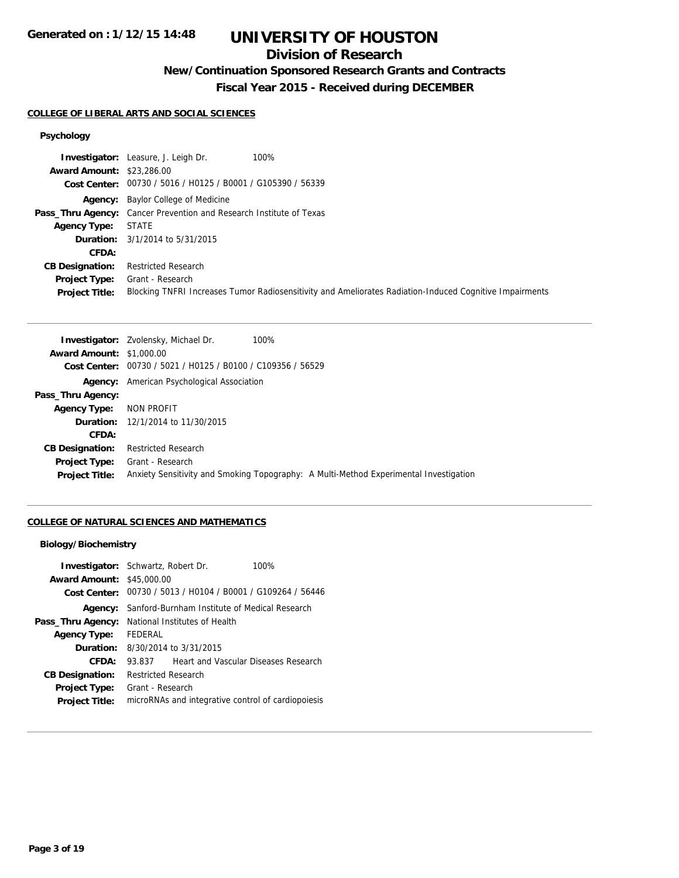**COLLEGE OF LIBERAL ARTS AND SOCIAL SCIENCES**

### Psychology

**Investigator:** Leasure, J. Leigh Dr. 100%
**Award Amount:** $23,286.00
**Cost Center:** 00730 / 5016 / H0125 / B0001 / G105390 / 56339
**Agency:** Baylor College of Medicine
**Pass_Thru Agency:** Cancer Prevention and Research Institute of Texas
**Agency Type:** STATE
**Duration:** 3/1/2014 to 5/31/2015
**CFDA:**
**CB Designation:** Restricted Research
**Project Type:** Grant - Research
**Project Title:** Blocking TNFRI Increases Tumor Radiosensitivity and Ameliorates Radiation-Induced Cognitive Impairments

---

**Investigator:** Zvolensky, Michael Dr. 100%
**Award Amount:** $1,000.00
**Cost Center:** 00730 / 5021 / H0125 / B0100 / C109356 / 56529
**Agency:** American Psychological Association
**Pass_Thru Agency:**
**Agency Type:** NON PROFIT
**Duration:** 12/1/2014 to 11/30/2015
**CFDA:**
**CB Designation:** Restricted Research
**Project Type:** Grant - Research
**Project Title:** Anxiety Sensitivity and Smoking Topography: A Multi-Method Experimental Investigation

---

**COLLEGE OF NATURAL SCIENCES AND MATHEMATICS**

### Biology/Biochemistry

**Investigator:** Schwartz, Robert Dr. 100%
**Award Amount:** $45,000.00
**Cost Center:** 00730 / 5013 / H0104 / B0001 / G109264 / 56446
**Agency:** Sanford-Burnham Institute of Medical Research
**Pass_Thru Agency:** National Institutes of Health
**Agency Type:** FEDERAL
**Duration:** 8/30/2014 to 3/31/2015
**CFDA:** 93.837 Heart and Vascular Diseases Research
**CB Designation:** Restricted Research
**Project Type:** Grant - Research
**Project Title:** microRNAs and integrative control of cardiopoiesis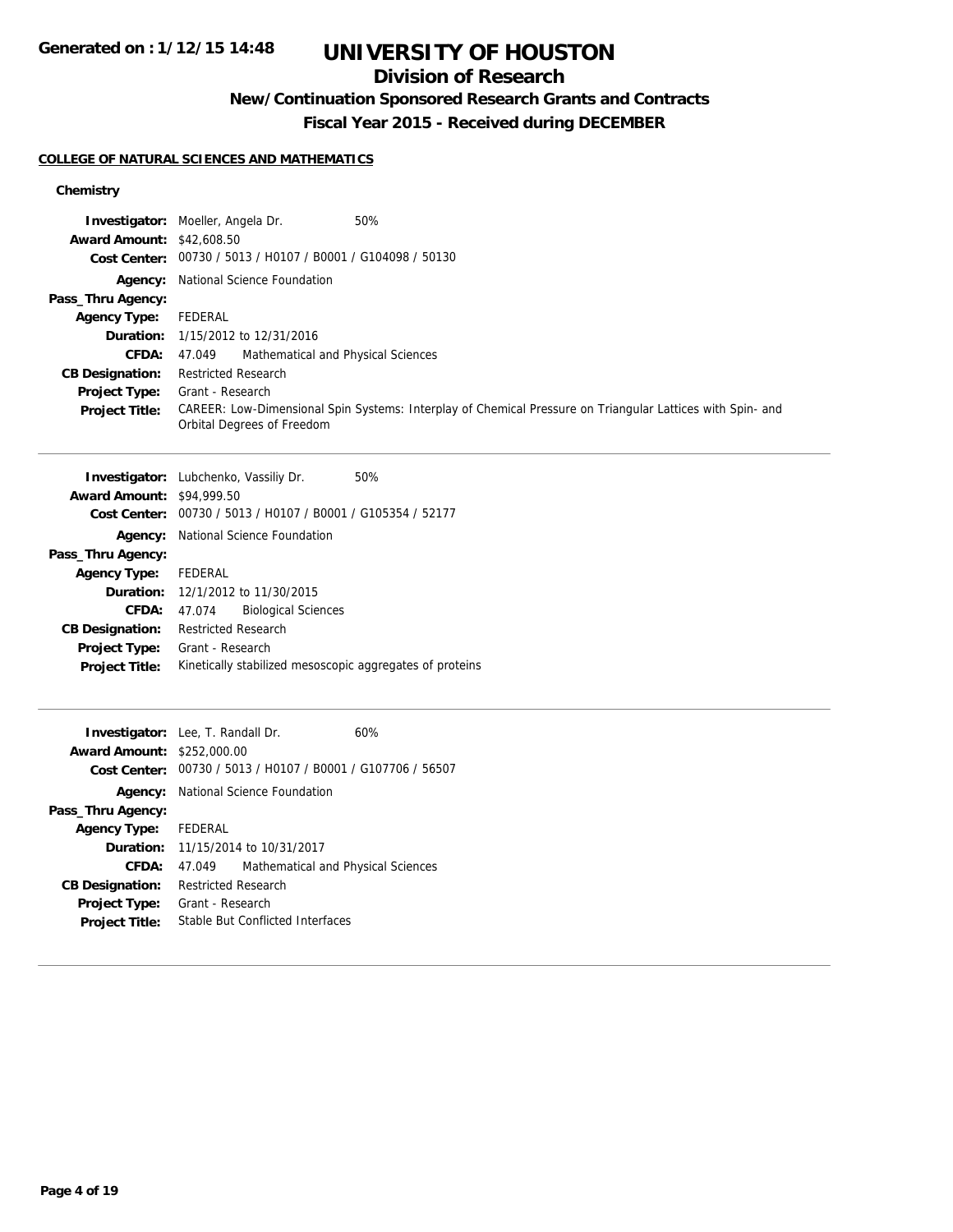# UNIVERSITY OF HOUSTON

## Division of Research

### New/Continuation Sponsored Research Grants and Contracts

### Fiscal Year 2015 - Received during DECEMBER

**COLLEGE OF NATURAL SCIENCES AND MATHEMATICS**

#### Chemistry

**Investigator:** Moeller, Angela Dr. 50%
**Award Amount:** $42,608.50
**Cost Center:** 00730 / 5013 / H0107 / B0001 / G104098 / 50130
**Agency:** National Science Foundation
**Pass_Thru Agency:**
**Agency Type:** FEDERAL
**Duration:** 1/15/2012 to 12/31/2016
**CFDA:** 47.049 Mathematical and Physical Sciences
**CB Designation:** Restricted Research
**Project Type:** Grant - Research
**Project Title:** CAREER: Low-Dimensional Spin Systems: Interplay of Chemical Pressure on Triangular Lattices with Spin- and Orbital Degrees of Freedom

---

**Investigator:** Lubchenko, Vassiliy Dr. 50%
**Award Amount:** $94,999.50
**Cost Center:** 00730 / 5013 / H0107 / B0001 / G105354 / 52177
**Agency:** National Science Foundation
**Pass_Thru Agency:**
**Agency Type:** FEDERAL
**Duration:** 12/1/2012 to 11/30/2015
**CFDA:** 47.074 Biological Sciences
**CB Designation:** Restricted Research
**Project Type:** Grant - Research
**Project Title:** Kinetically stabilized mesoscopic aggregates of proteins

---

**Investigator:** Lee, T. Randall Dr. 60%
**Award Amount:** $252,000.00
**Cost Center:** 00730 / 5013 / H0107 / B0001 / G107706 / 56507
**Agency:** National Science Foundation
**Pass_Thru Agency:**
**Agency Type:** FEDERAL
**Duration:** 11/15/2014 to 10/31/2017
**CFDA:** 47.049 Mathematical and Physical Sciences
**CB Designation:** Restricted Research
**Project Type:** Grant - Research
**Project Title:** Stable But Conflicted Interfaces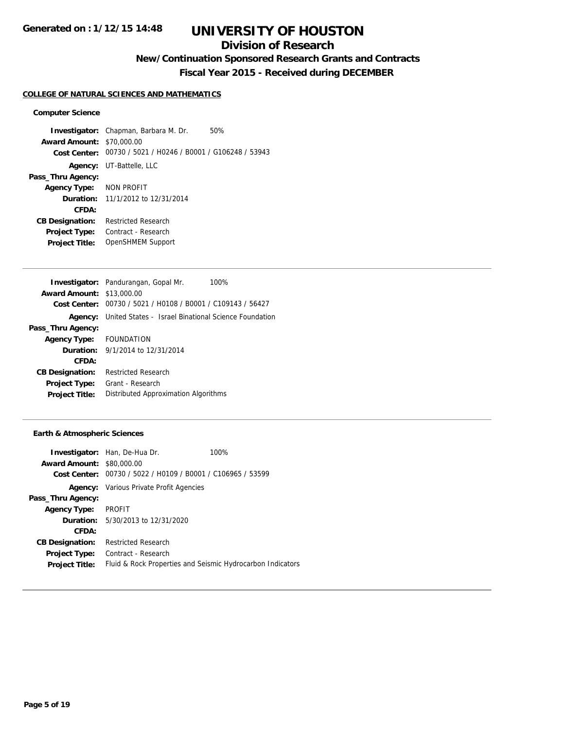# UNIVERSITY OF HOUSTON

## Division of Research

### New/Continuation Sponsored Research Grants and Contracts

### Fiscal Year 2015 - Received during DECEMBER

Generated on : 1/12/15 14:48

**COLLEGE OF NATURAL SCIENCES AND MATHEMATICS**

#### Computer Science

**Investigator:** Chapman, Barbara M. Dr. 50%
**Award Amount:** $70,000.00
**Cost Center:** 00730 / 5021 / H0246 / B0001 / G106248 / 53943
**Agency:** UT-Battelle, LLC
**Pass_Thru Agency:**
**Agency Type:** NON PROFIT
**Duration:** 11/1/2012 to 12/31/2014
**CFDA:**
**CB Designation:** Restricted Research
**Project Type:** Contract - Research
**Project Title:** OpenSHMEM Support

---

**Investigator:** Pandurangan, Gopal Mr. 100%
**Award Amount:** $13,000.00
**Cost Center:** 00730 / 5021 / H0108 / B0001 / C109143 / 56427
**Agency:** United States - Israel Binational Science Foundation
**Pass_Thru Agency:**
**Agency Type:** FOUNDATION
**Duration:** 9/1/2014 to 12/31/2014
**CFDA:**
**CB Designation:** Restricted Research
**Project Type:** Grant - Research
**Project Title:** Distributed Approximation Algorithms

---

#### Earth & Atmospheric Sciences

**Investigator:** Han, De-Hua Dr. 100%
**Award Amount:** $80,000.00
**Cost Center:** 00730 / 5022 / H0109 / B0001 / C106965 / 53599
**Agency:** Various Private Profit Agencies
**Pass_Thru Agency:**
**Agency Type:** PROFIT
**Duration:** 5/30/2013 to 12/31/2020
**CFDA:**
**CB Designation:** Restricted Research
**Project Type:** Contract - Research
**Project Title:** Fluid & Rock Properties and Seismic Hydrocarbon Indicators

---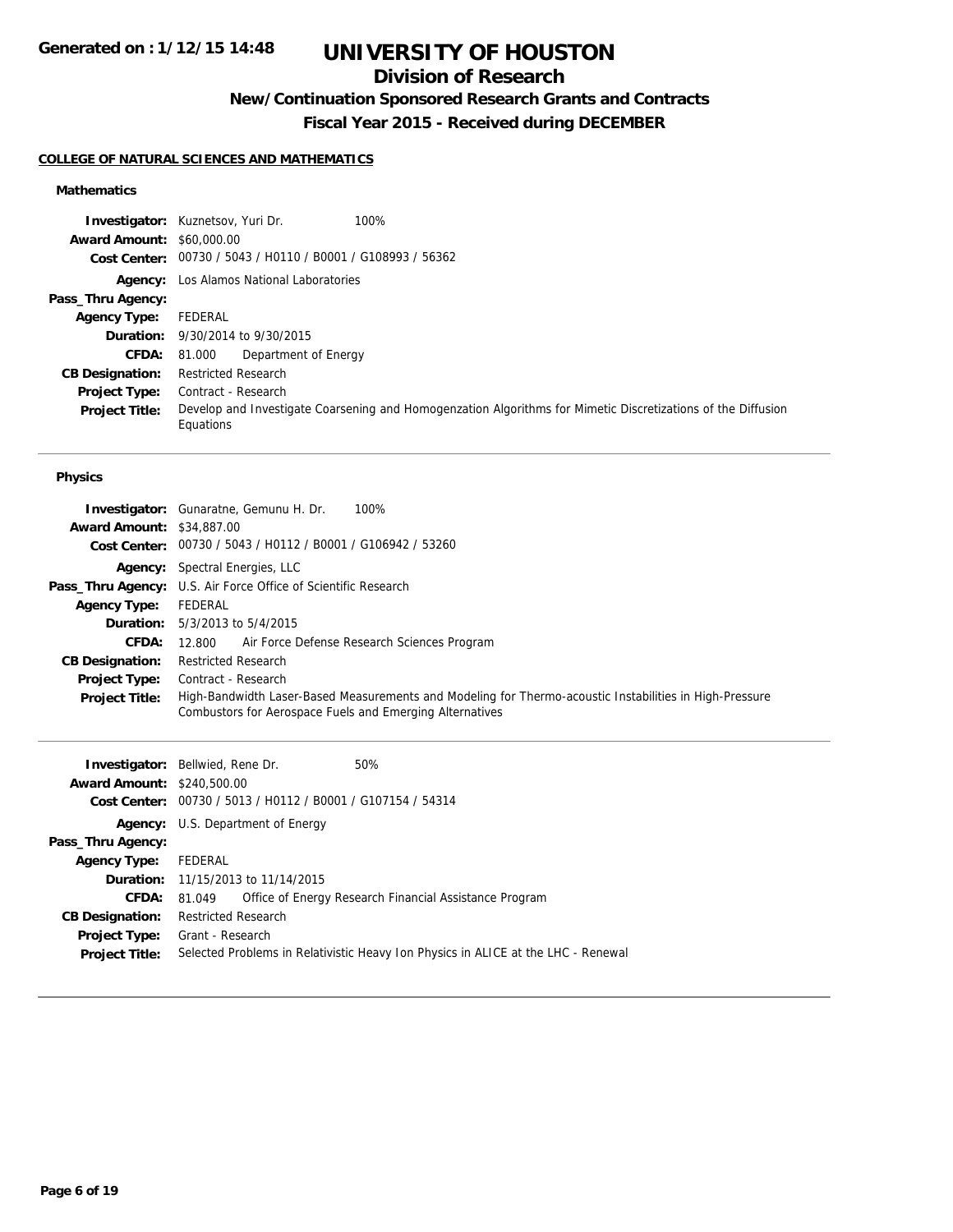# UNIVERSITY OF HOUSTON

## Division of Research

### New/Continuation Sponsored Research Grants and Contracts

### Fiscal Year 2015 - Received during DECEMBER

**COLLEGE OF NATURAL SCIENCES AND MATHEMATICS**

#### Mathematics

**Investigator:** Kuznetsov, Yuri Dr. 100%
**Award Amount:** $60,000.00
**Cost Center:** 00730 / 5043 / H0110 / B0001 / G108993 / 56362
**Agency:** Los Alamos National Laboratories
**Pass_Thru Agency:**
**Agency Type:** FEDERAL
**Duration:** 9/30/2014 to 9/30/2015
**CFDA:** 81.000 Department of Energy
**CB Designation:** Restricted Research
**Project Type:** Contract - Research
**Project Title:** Develop and Investigate Coarsening and Homogenzation Algorithms for Mimetic Discretizations of the Diffusion Equations

---

#### Physics

**Investigator:** Gunaratne, Gemunu H. Dr. 100%
**Award Amount:** $34,887.00
**Cost Center:** 00730 / 5043 / H0112 / B0001 / G106942 / 53260
**Agency:** Spectral Energies, LLC
**Pass_Thru Agency:** U.S. Air Force Office of Scientific Research
**Agency Type:** FEDERAL
**Duration:** 5/3/2013 to 5/4/2015
**CFDA:** 12.800 Air Force Defense Research Sciences Program
**CB Designation:** Restricted Research
**Project Type:** Contract - Research
**Project Title:** High-Bandwidth Laser-Based Measurements and Modeling for Thermo-acoustic Instabilities in High-Pressure Combustors for Aerospace Fuels and Emerging Alternatives

---

**Investigator:** Bellwied, Rene Dr. 50%
**Award Amount:** $240,500.00
**Cost Center:** 00730 / 5013 / H0112 / B0001 / G107154 / 54314
**Agency:** U.S. Department of Energy
**Pass_Thru Agency:**
**Agency Type:** FEDERAL
**Duration:** 11/15/2013 to 11/14/2015
**CFDA:** 81.049 Office of Energy Research Financial Assistance Program
**CB Designation:** Restricted Research
**Project Type:** Grant - Research
**Project Title:** Selected Problems in Relativistic Heavy Ion Physics in ALICE at the LHC - Renewal

---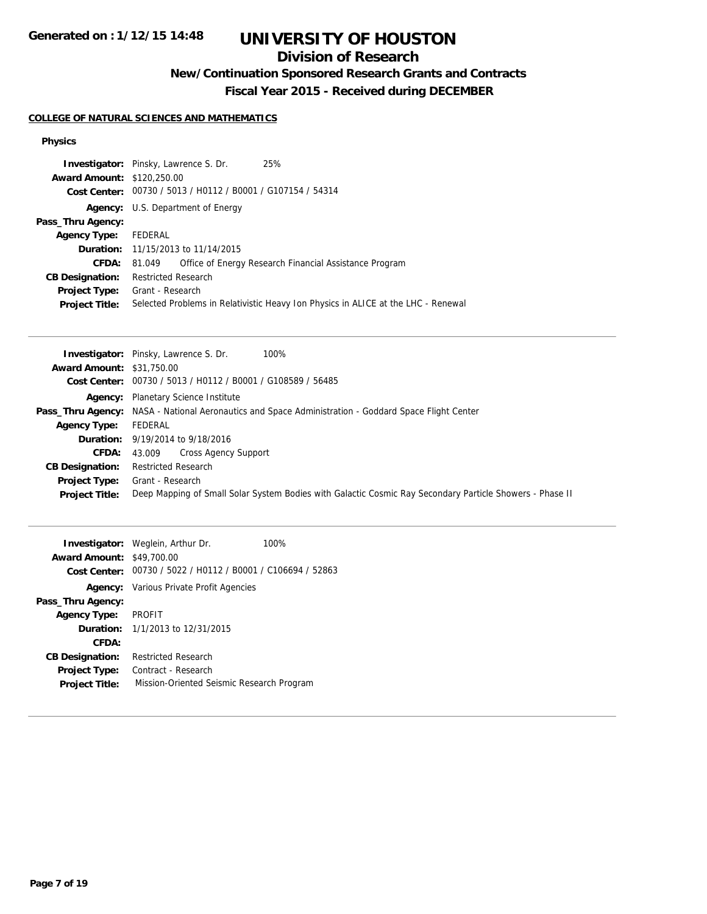# UNIVERSITY OF HOUSTON

## Division of Research

### New/Continuation Sponsored Research Grants and Contracts

### Fiscal Year 2015 - Received during DECEMBER

**Generated on : 1/12/15 14:48**

**COLLEGE OF NATURAL SCIENCES AND MATHEMATICS**

**Physics**

**Investigator:** Pinsky, Lawrence S. Dr. 25%
**Award Amount:** $120,250.00
**Cost Center:** 00730 / 5013 / H0112 / B0001 / G107154 / 54314
**Agency:** U.S. Department of Energy
**Pass_Thru Agency:**
**Agency Type:** FEDERAL
**Duration:** 11/15/2013 to 11/14/2015
**CFDA:** 81.049 Office of Energy Research Financial Assistance Program
**CB Designation:** Restricted Research
**Project Type:** Grant - Research
**Project Title:** Selected Problems in Relativistic Heavy Ion Physics in ALICE at the LHC - Renewal

---

**Investigator:** Pinsky, Lawrence S. Dr. 100%
**Award Amount:** $31,750.00
**Cost Center:** 00730 / 5013 / H0112 / B0001 / G108589 / 56485
**Agency:** Planetary Science Institute
**Pass_Thru Agency:** NASA - National Aeronautics and Space Administration - Goddard Space Flight Center
**Agency Type:** FEDERAL
**Duration:** 9/19/2014 to 9/18/2016
**CFDA:** 43.009 Cross Agency Support
**CB Designation:** Restricted Research
**Project Type:** Grant - Research
**Project Title:** Deep Mapping of Small Solar System Bodies with Galactic Cosmic Ray Secondary Particle Showers - Phase II

---

**Investigator:** Weglein, Arthur Dr. 100%
**Award Amount:** $49,700.00
**Cost Center:** 00730 / 5022 / H0112 / B0001 / C106694 / 52863
**Agency:** Various Private Profit Agencies
**Pass_Thru Agency:**
**Agency Type:** PROFIT
**Duration:** 1/1/2013 to 12/31/2015
**CFDA:**
**CB Designation:** Restricted Research
**Project Type:** Contract - Research
**Project Title:** Mission-Oriented Seismic Research Program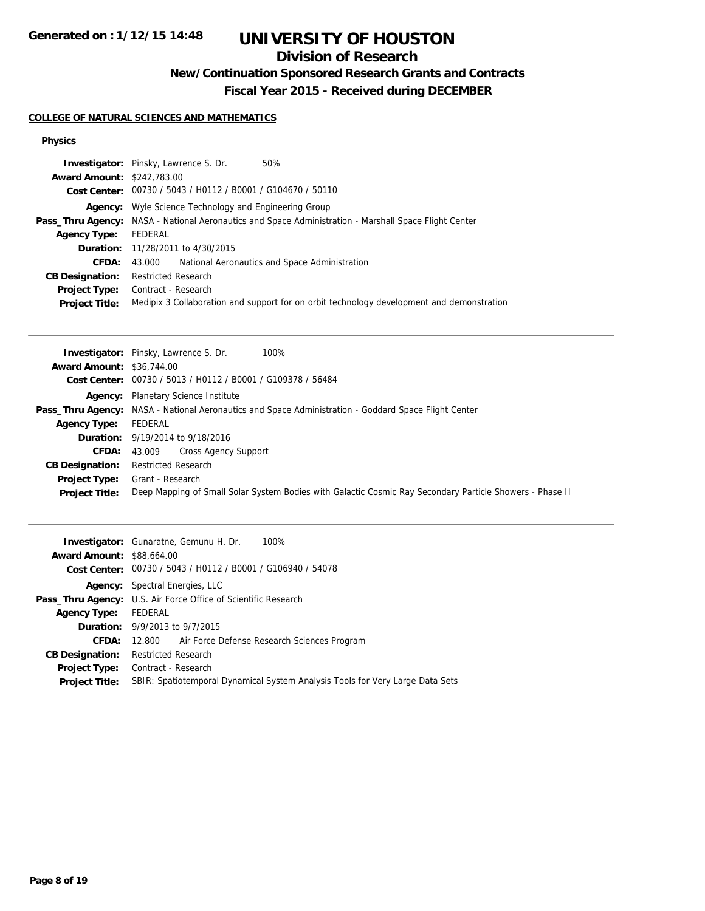# UNIVERSITY OF HOUSTON

## Division of Research

### New/Continuation Sponsored Research Grants and Contracts

### Fiscal Year 2015 - Received during DECEMBER

**Generated on : 1/12/15 14:48**

#### COLLEGE OF NATURAL SCIENCES AND MATHEMATICS

**Physics**

**Investigator:** Pinsky, Lawrence S. Dr. 50%
**Award Amount:** $242,783.00
**Cost Center:** 00730 / 5043 / H0112 / B0001 / G104670 / 50110
**Agency:** Wyle Science Technology and Engineering Group
**Pass_Thru Agency:** NASA - National Aeronautics and Space Administration - Marshall Space Flight Center
**Agency Type:** FEDERAL
**Duration:** 11/28/2011 to 4/30/2015
**CFDA:** 43.000 National Aeronautics and Space Administration
**CB Designation:** Restricted Research
**Project Type:** Contract - Research
**Project Title:** Medipix 3 Collaboration and support for on orbit technology development and demonstration

---

**Investigator:** Pinsky, Lawrence S. Dr. 100%
**Award Amount:** $36,744.00
**Cost Center:** 00730 / 5013 / H0112 / B0001 / G109378 / 56484
**Agency:** Planetary Science Institute
**Pass_Thru Agency:** NASA - National Aeronautics and Space Administration - Goddard Space Flight Center
**Agency Type:** FEDERAL
**Duration:** 9/19/2014 to 9/18/2016
**CFDA:** 43.009 Cross Agency Support
**CB Designation:** Restricted Research
**Project Type:** Grant - Research
**Project Title:** Deep Mapping of Small Solar System Bodies with Galactic Cosmic Ray Secondary Particle Showers - Phase II

---

**Investigator:** Gunaratne, Gemunu H. Dr. 100%
**Award Amount:** $88,664.00
**Cost Center:** 00730 / 5043 / H0112 / B0001 / G106940 / 54078
**Agency:** Spectral Energies, LLC
**Pass_Thru Agency:** U.S. Air Force Office of Scientific Research
**Agency Type:** FEDERAL
**Duration:** 9/9/2013 to 9/7/2015
**CFDA:** 12.800 Air Force Defense Research Sciences Program
**CB Designation:** Restricted Research
**Project Type:** Contract - Research
**Project Title:** SBIR: Spatiotemporal Dynamical System Analysis Tools for Very Large Data Sets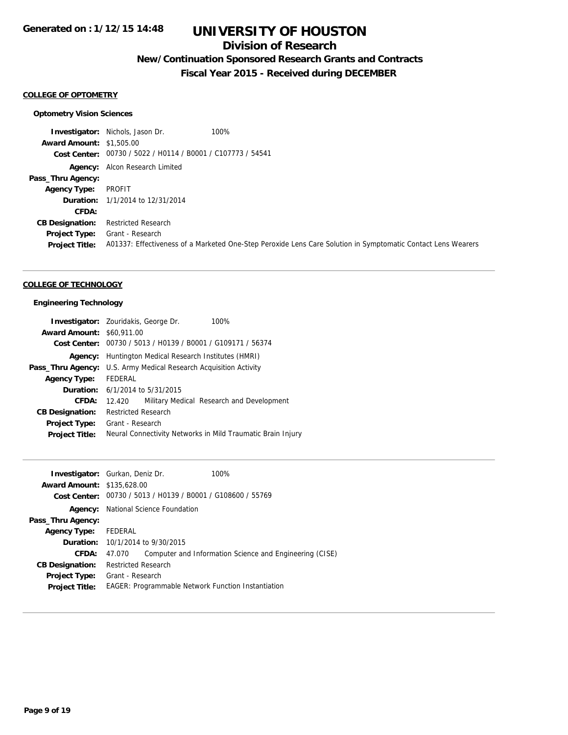# UNIVERSITY OF HOUSTON

## Division of Research

### New/Continuation Sponsored Research Grants and Contracts

### Fiscal Year 2015 - Received during DECEMBER

**COLLEGE OF OPTOMETRY**

**Optometry Vision Sciences**

**Investigator:** Nichols, Jason Dr. 100%
**Award Amount:** $1,505.00
**Cost Center:** 00730 / 5022 / H0114 / B0001 / C107773 / 54541
**Agency:** Alcon Research Limited
**Pass_Thru Agency:**
**Agency Type:** PROFIT
**Duration:** 1/1/2014 to 12/31/2014
**CFDA:**
**CB Designation:** Restricted Research
**Project Type:** Grant - Research
**Project Title:** A01337: Effectiveness of a Marketed One-Step Peroxide Lens Care Solution in Symptomatic Contact Lens Wearers

---

**COLLEGE OF TECHNOLOGY**

**Engineering Technology**

**Investigator:** Zouridakis, George Dr. 100%
**Award Amount:** $60,911.00
**Cost Center:** 00730 / 5013 / H0139 / B0001 / G109171 / 56374
**Agency:** Huntington Medical Research Institutes (HMRI)
**Pass_Thru Agency:** U.S. Army Medical Research Acquisition Activity
**Agency Type:** FEDERAL
**Duration:** 6/1/2014 to 5/31/2015
**CFDA:** 12.420 Military Medical Research and Development
**CB Designation:** Restricted Research
**Project Type:** Grant - Research
**Project Title:** Neural Connectivity Networks in Mild Traumatic Brain Injury

---

**Investigator:** Gurkan, Deniz Dr. 100%
**Award Amount:** $135,628.00
**Cost Center:** 00730 / 5013 / H0139 / B0001 / G108600 / 55769
**Agency:** National Science Foundation
**Pass_Thru Agency:**
**Agency Type:** FEDERAL
**Duration:** 10/1/2014 to 9/30/2015
**CFDA:** 47.070 Computer and Information Science and Engineering (CISE)
**CB Designation:** Restricted Research
**Project Type:** Grant - Research
**Project Title:** EAGER: Programmable Network Function Instantiation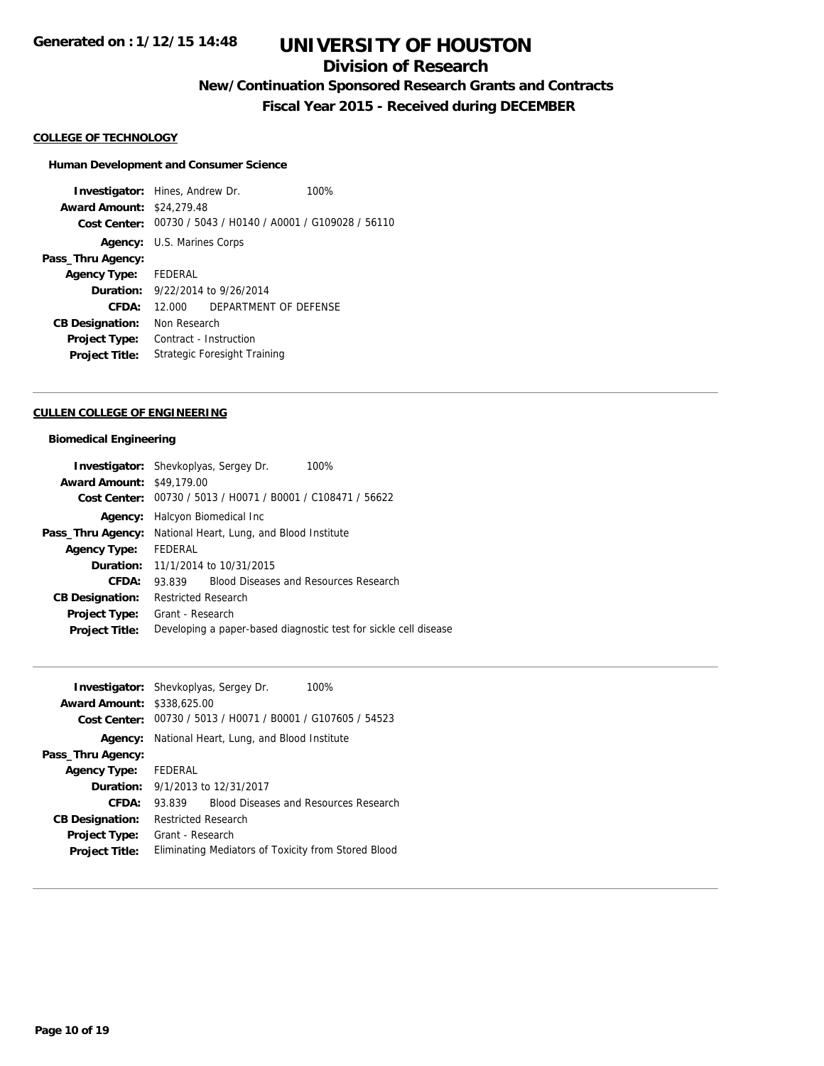# UNIVERSITY OF HOUSTON

## Division of Research

### New/Continuation Sponsored Research Grants and Contracts

### Fiscal Year 2015 - Received during DECEMBER

Generated on : 1/12/15 14:48

**COLLEGE OF TECHNOLOGY**

**Human Development and Consumer Science**

**Investigator:** Hines, Andrew Dr. 100%
**Award Amount:** $24,279.48
**Cost Center:** 00730 / 5043 / H0140 / A0001 / G109028 / 56110
**Agency:** U.S. Marines Corps
**Pass_Thru Agency:**
**Agency Type:** FEDERAL
**Duration:** 9/22/2014 to 9/26/2014
**CFDA:** 12.000 DEPARTMENT OF DEFENSE
**CB Designation:** Non Research
**Project Type:** Contract - Instruction
**Project Title:** Strategic Foresight Training

---

**CULLEN COLLEGE OF ENGINEERING**

**Biomedical Engineering**

**Investigator:** Shevkoplyas, Sergey Dr. 100%
**Award Amount:** $49,179.00
**Cost Center:** 00730 / 5013 / H0071 / B0001 / C108471 / 56622
**Agency:** Halcyon Biomedical Inc
**Pass_Thru Agency:** National Heart, Lung, and Blood Institute
**Agency Type:** FEDERAL
**Duration:** 11/1/2014 to 10/31/2015
**CFDA:** 93.839 Blood Diseases and Resources Research
**CB Designation:** Restricted Research
**Project Type:** Grant - Research
**Project Title:** Developing a paper-based diagnostic test for sickle cell disease

---

**Investigator:** Shevkoplyas, Sergey Dr. 100%
**Award Amount:** $338,625.00
**Cost Center:** 00730 / 5013 / H0071 / B0001 / G107605 / 54523
**Agency:** National Heart, Lung, and Blood Institute
**Pass_Thru Agency:**
**Agency Type:** FEDERAL
**Duration:** 9/1/2013 to 12/31/2017
**CFDA:** 93.839 Blood Diseases and Resources Research
**CB Designation:** Restricted Research
**Project Type:** Grant - Research
**Project Title:** Eliminating Mediators of Toxicity from Stored Blood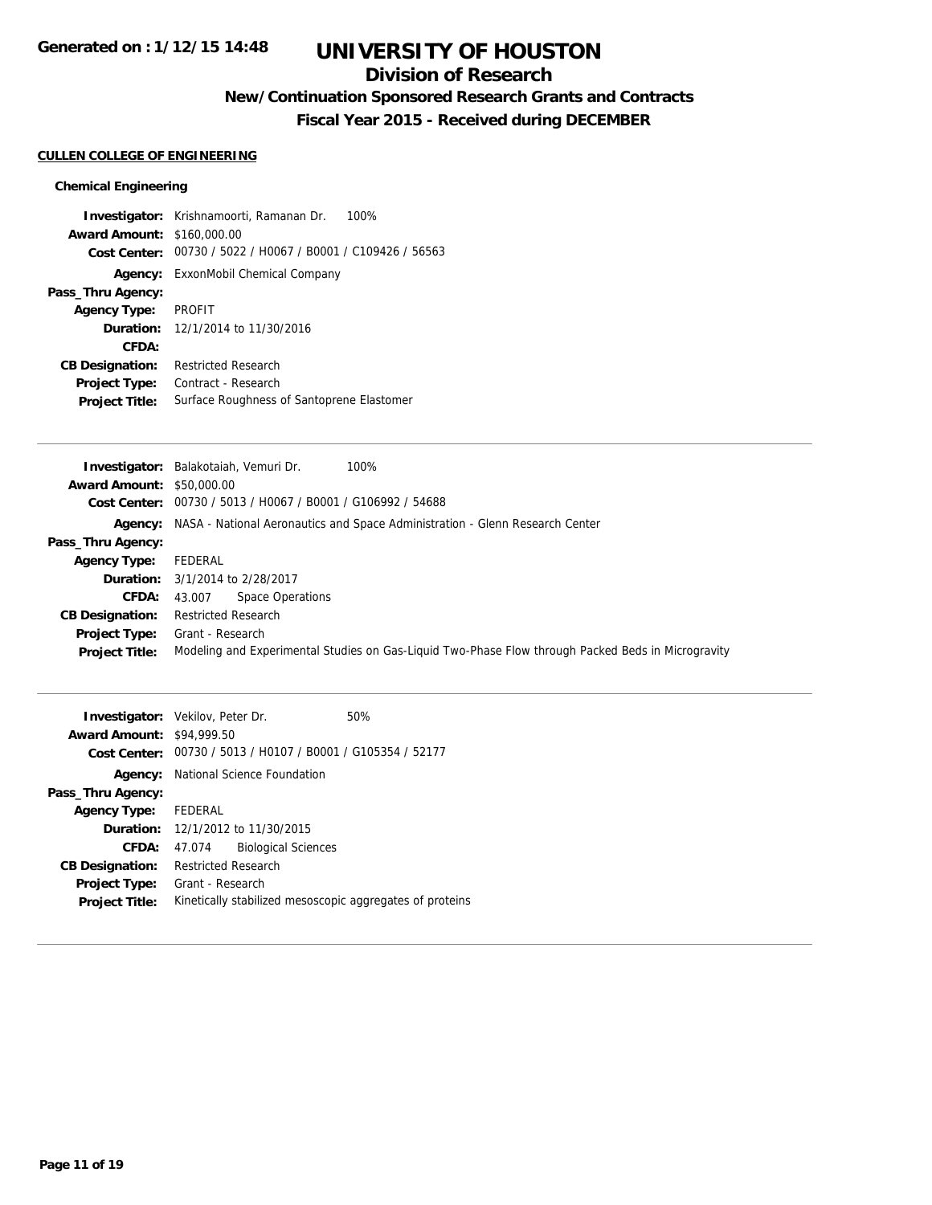# UNIVERSITY OF HOUSTON

## Division of Research

### New/Continuation Sponsored Research Grants and Contracts

### Fiscal Year 2015 - Received during DECEMBER

**CULLEN COLLEGE OF ENGINEERING**

**Chemical Engineering**

**Investigator:** Krishnamoorti, Ramanan Dr. 100%
**Award Amount:** $160,000.00
**Cost Center:** 00730 / 5022 / H0067 / B0001 / C109426 / 56563
**Agency:** ExxonMobil Chemical Company
**Pass_Thru Agency:**
**Agency Type:** PROFIT
**Duration:** 12/1/2014 to 11/30/2016
**CFDA:**
**CB Designation:** Restricted Research
**Project Type:** Contract - Research
**Project Title:** Surface Roughness of Santoprene Elastomer

---

**Investigator:** Balakotaiah, Vemuri Dr. 100%
**Award Amount:** $50,000.00
**Cost Center:** 00730 / 5013 / H0067 / B0001 / G106992 / 54688
**Agency:** NASA - National Aeronautics and Space Administration - Glenn Research Center
**Pass_Thru Agency:**
**Agency Type:** FEDERAL
**Duration:** 3/1/2014 to 2/28/2017
**CFDA:** 43.007 Space Operations
**CB Designation:** Restricted Research
**Project Type:** Grant - Research
**Project Title:** Modeling and Experimental Studies on Gas-Liquid Two-Phase Flow through Packed Beds in Microgravity

---

**Investigator:** Vekilov, Peter Dr. 50%
**Award Amount:** $94,999.50
**Cost Center:** 00730 / 5013 / H0107 / B0001 / G105354 / 52177
**Agency:** National Science Foundation
**Pass_Thru Agency:**
**Agency Type:** FEDERAL
**Duration:** 12/1/2012 to 11/30/2015
**CFDA:** 47.074 Biological Sciences
**CB Designation:** Restricted Research
**Project Type:** Grant - Research
**Project Title:** Kinetically stabilized mesoscopic aggregates of proteins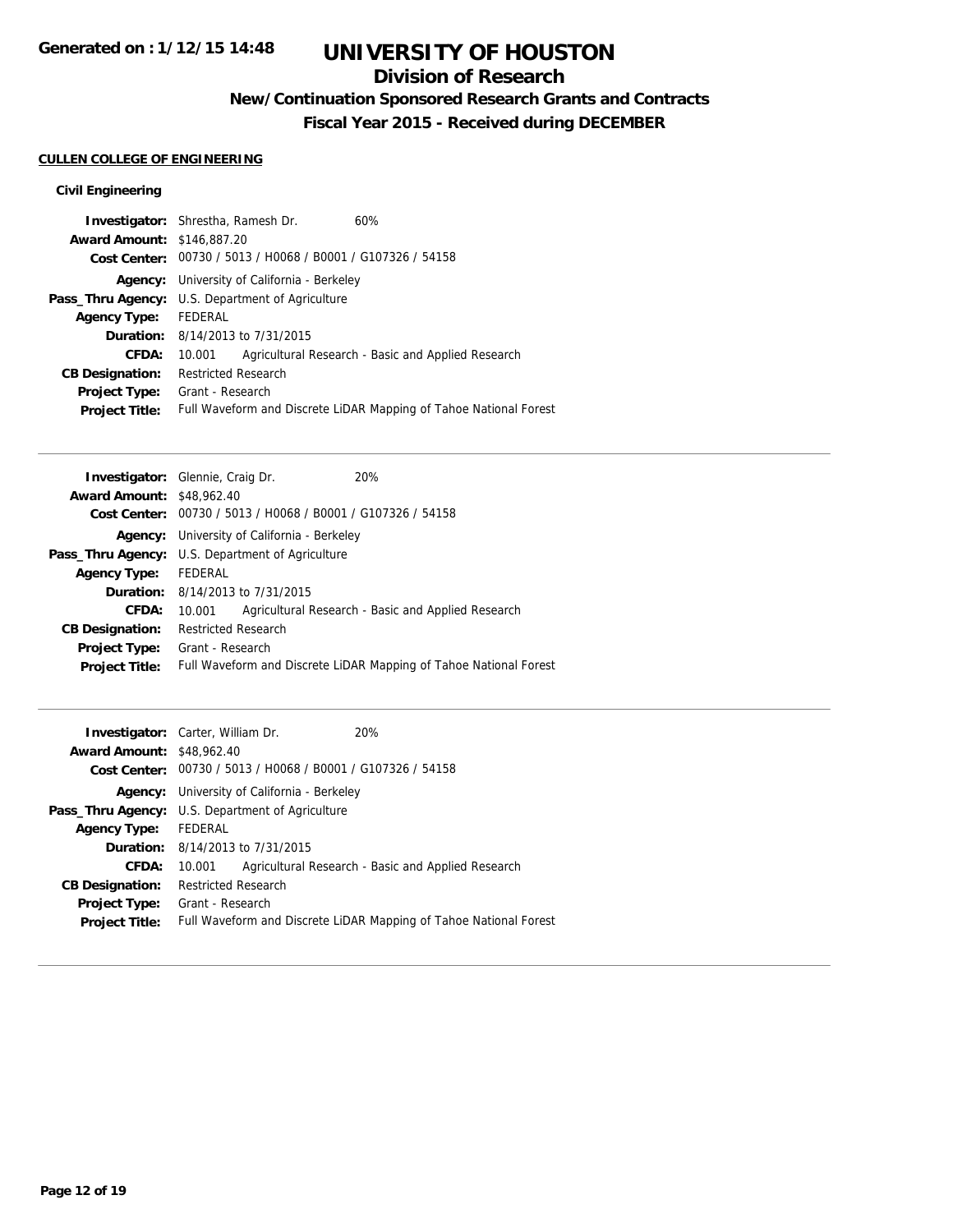# UNIVERSITY OF HOUSTON

## Division of Research

### New/Continuation Sponsored Research Grants and Contracts

### Fiscal Year 2015 - Received during DECEMBER

**CULLEN COLLEGE OF ENGINEERING**

**Civil Engineering**

**Investigator:** Shrestha, Ramesh Dr. 60%
**Award Amount:** $146,887.20
**Cost Center:** 00730 / 5013 / H0068 / B0001 / G107326 / 54158
**Agency:** University of California - Berkeley
**Pass_Thru Agency:** U.S. Department of Agriculture
**Agency Type:** FEDERAL
**Duration:** 8/14/2013 to 7/31/2015
**CFDA:** 10.001 Agricultural Research - Basic and Applied Research
**CB Designation:** Restricted Research
**Project Type:** Grant - Research
**Project Title:** Full Waveform and Discrete LiDAR Mapping of Tahoe National Forest

---

**Investigator:** Glennie, Craig Dr. 20%
**Award Amount:** $48,962.40
**Cost Center:** 00730 / 5013 / H0068 / B0001 / G107326 / 54158
**Agency:** University of California - Berkeley
**Pass_Thru Agency:** U.S. Department of Agriculture
**Agency Type:** FEDERAL
**Duration:** 8/14/2013 to 7/31/2015
**CFDA:** 10.001 Agricultural Research - Basic and Applied Research
**CB Designation:** Restricted Research
**Project Type:** Grant - Research
**Project Title:** Full Waveform and Discrete LiDAR Mapping of Tahoe National Forest

---

**Investigator:** Carter, William Dr. 20%
**Award Amount:** $48,962.40
**Cost Center:** 00730 / 5013 / H0068 / B0001 / G107326 / 54158
**Agency:** University of California - Berkeley
**Pass_Thru Agency:** U.S. Department of Agriculture
**Agency Type:** FEDERAL
**Duration:** 8/14/2013 to 7/31/2015
**CFDA:** 10.001 Agricultural Research - Basic and Applied Research
**CB Designation:** Restricted Research
**Project Type:** Grant - Research
**Project Title:** Full Waveform and Discrete LiDAR Mapping of Tahoe National Forest

---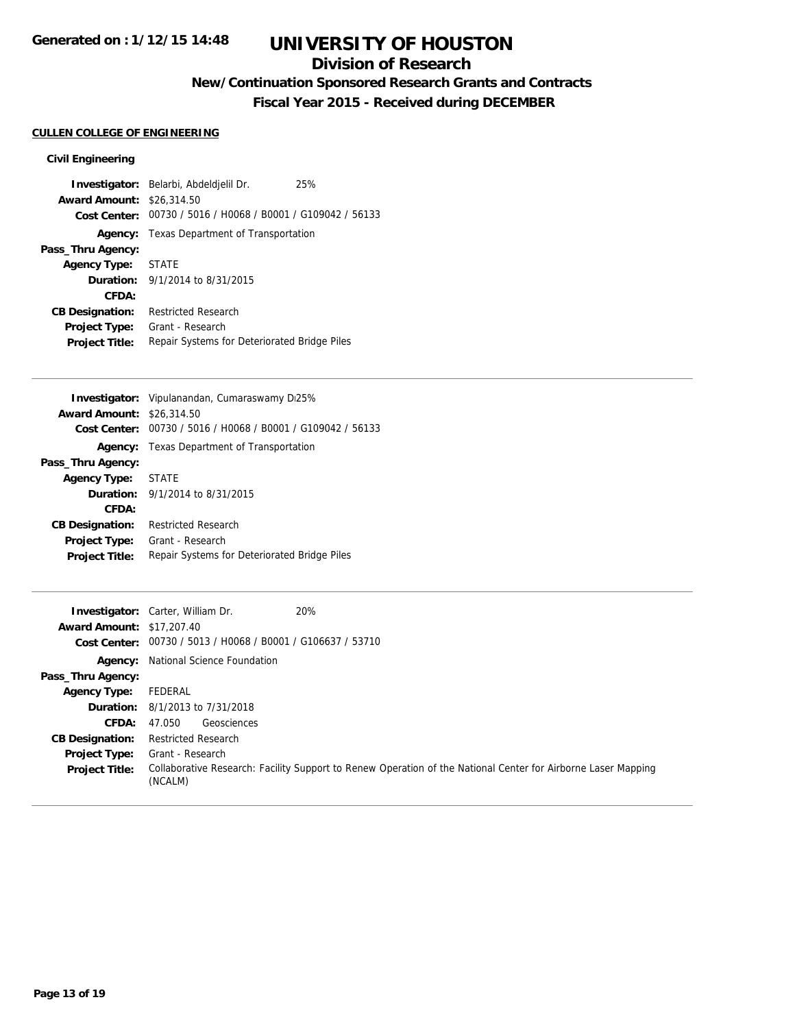# UNIVERSITY OF HOUSTON

## Division of Research

### New/Continuation Sponsored Research Grants and Contracts

### Fiscal Year 2015 - Received during DECEMBER

**CULLEN COLLEGE OF ENGINEERING**

**Civil Engineering**

**Investigator:** Belarbi, Abdeldjelil Dr. 25%
**Award Amount:** $26,314.50
**Cost Center:** 00730 / 5016 / H0068 / B0001 / G109042 / 56133
**Agency:** Texas Department of Transportation
**Pass_Thru Agency:**
**Agency Type:** STATE
**Duration:** 9/1/2014 to 8/31/2015
**CFDA:**
**CB Designation:** Restricted Research
**Project Type:** Grant - Research
**Project Title:** Repair Systems for Deteriorated Bridge Piles

---

**Investigator:** Vipulanandan, Cumaraswamy Di25%
**Award Amount:** $26,314.50
**Cost Center:** 00730 / 5016 / H0068 / B0001 / G109042 / 56133
**Agency:** Texas Department of Transportation
**Pass_Thru Agency:**
**Agency Type:** STATE
**Duration:** 9/1/2014 to 8/31/2015
**CFDA:**
**CB Designation:** Restricted Research
**Project Type:** Grant - Research
**Project Title:** Repair Systems for Deteriorated Bridge Piles

---

**Investigator:** Carter, William Dr. 20%
**Award Amount:** $17,207.40
**Cost Center:** 00730 / 5013 / H0068 / B0001 / G106637 / 53710
**Agency:** National Science Foundation
**Pass_Thru Agency:**
**Agency Type:** FEDERAL
**Duration:** 8/1/2013 to 7/31/2018
**CFDA:** 47.050 Geosciences
**CB Designation:** Restricted Research
**Project Type:** Grant - Research
**Project Title:** Collaborative Research: Facility Support to Renew Operation of the National Center for Airborne Laser Mapping (NCALM)

---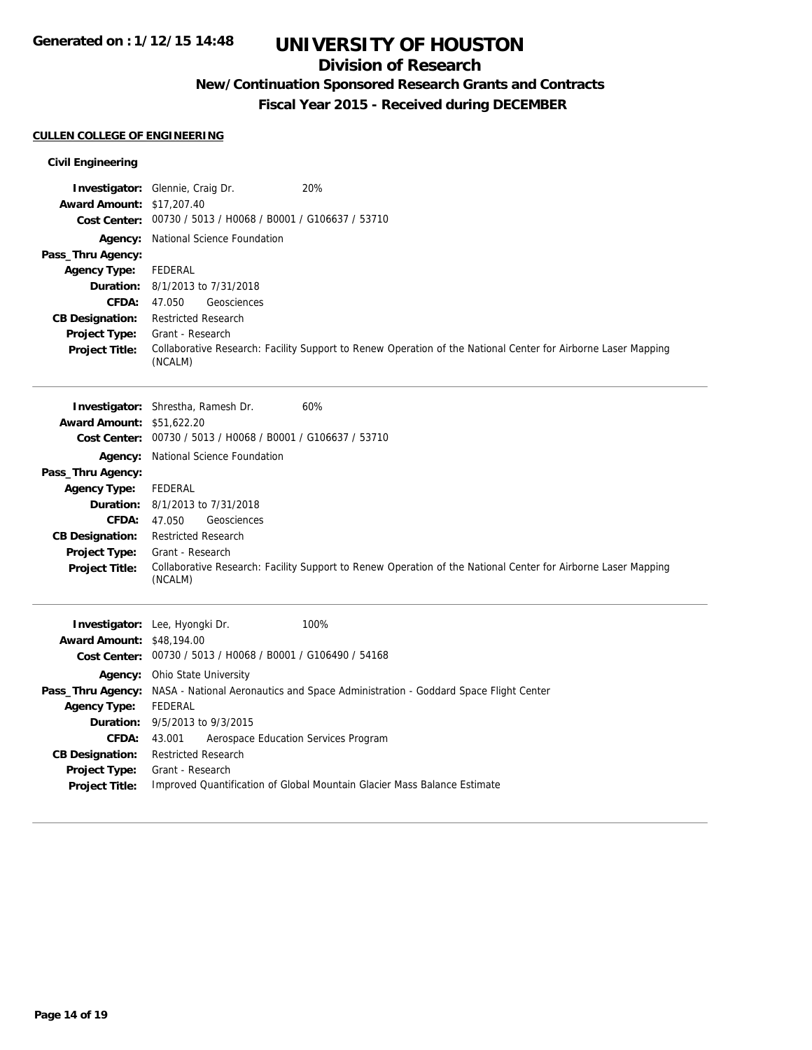# UNIVERSITY OF HOUSTON

## Division of Research

### New/Continuation Sponsored Research Grants and Contracts

### Fiscal Year 2015 - Received during DECEMBER

**CULLEN COLLEGE OF ENGINEERING**

**Civil Engineering**

**Investigator:** Glennie, Craig Dr. 20%
**Award Amount:** $17,207.40
**Cost Center:** 00730 / 5013 / H0068 / B0001 / G106637 / 53710
**Agency:** National Science Foundation
**Pass_Thru Agency:**
**Agency Type:** FEDERAL
**Duration:** 8/1/2013 to 7/31/2018
**CFDA:** 47.050 Geosciences
**CB Designation:** Restricted Research
**Project Type:** Grant - Research
**Project Title:** Collaborative Research: Facility Support to Renew Operation of the National Center for Airborne Laser Mapping (NCALM)

---

**Investigator:** Shrestha, Ramesh Dr. 60%
**Award Amount:** $51,622.20
**Cost Center:** 00730 / 5013 / H0068 / B0001 / G106637 / 53710
**Agency:** National Science Foundation
**Pass_Thru Agency:**
**Agency Type:** FEDERAL
**Duration:** 8/1/2013 to 7/31/2018
**CFDA:** 47.050 Geosciences
**CB Designation:** Restricted Research
**Project Type:** Grant - Research
**Project Title:** Collaborative Research: Facility Support to Renew Operation of the National Center for Airborne Laser Mapping (NCALM)

---

**Investigator:** Lee, Hyongki Dr. 100%
**Award Amount:** $48,194.00
**Cost Center:** 00730 / 5013 / H0068 / B0001 / G106490 / 54168
**Agency:** Ohio State University
**Pass_Thru Agency:** NASA - National Aeronautics and Space Administration - Goddard Space Flight Center
**Agency Type:** FEDERAL
**Duration:** 9/5/2013 to 9/3/2015
**CFDA:** 43.001 Aerospace Education Services Program
**CB Designation:** Restricted Research
**Project Type:** Grant - Research
**Project Title:** Improved Quantification of Global Mountain Glacier Mass Balance Estimate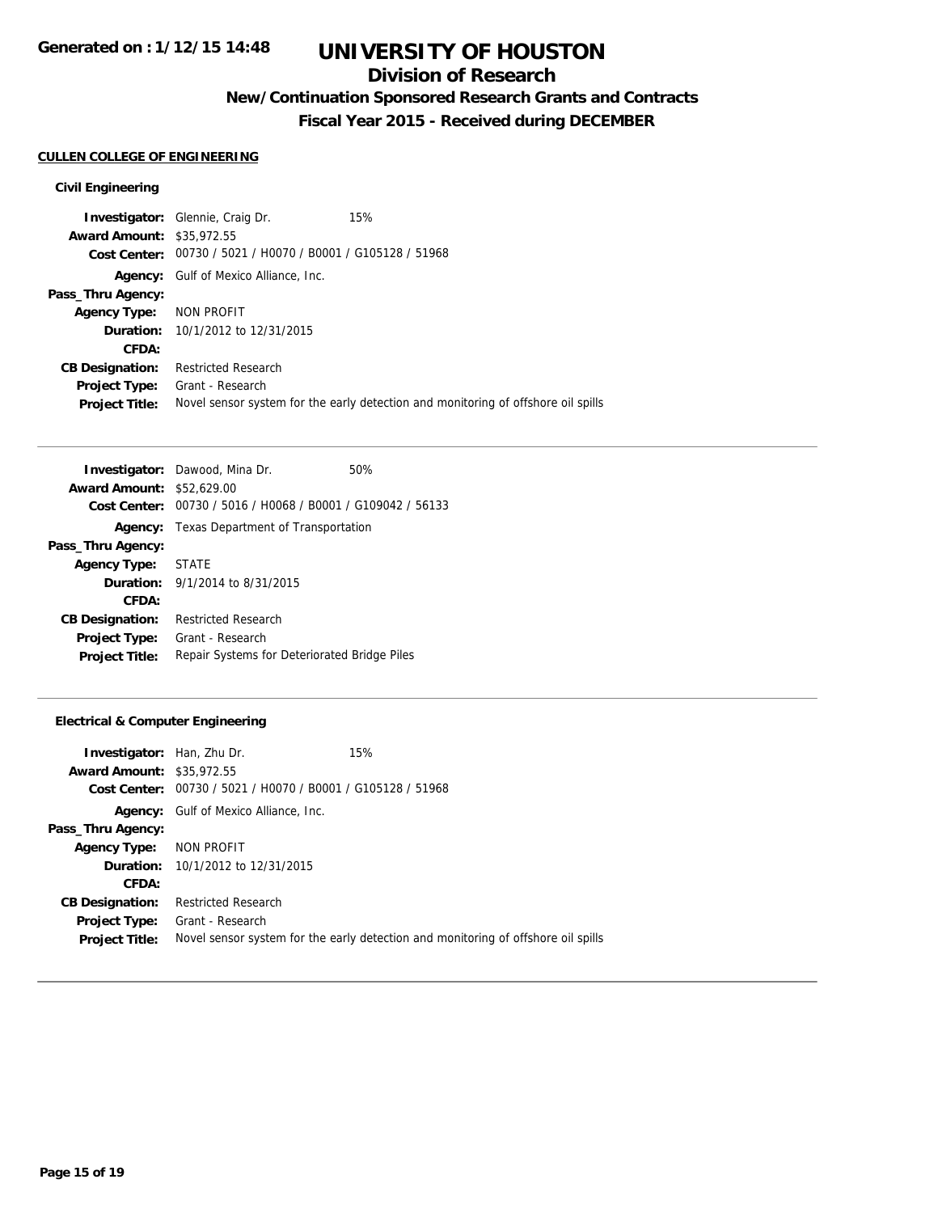# UNIVERSITY OF HOUSTON

## Division of Research

### New/Continuation Sponsored Research Grants and Contracts

### Fiscal Year 2015 - Received during DECEMBER

**CULLEN COLLEGE OF ENGINEERING**

**Civil Engineering**

**Investigator:** Glennie, Craig Dr. 15%
**Award Amount:** $35,972.55
**Cost Center:** 00730 / 5021 / H0070 / B0001 / G105128 / 51968
**Agency:** Gulf of Mexico Alliance, Inc.
**Pass_Thru Agency:**
**Agency Type:** NON PROFIT
**Duration:** 10/1/2012 to 12/31/2015
**CFDA:**
**CB Designation:** Restricted Research
**Project Type:** Grant - Research
**Project Title:** Novel sensor system for the early detection and monitoring of offshore oil spills

---

**Investigator:** Dawood, Mina Dr. 50%
**Award Amount:** $52,629.00
**Cost Center:** 00730 / 5016 / H0068 / B0001 / G109042 / 56133
**Agency:** Texas Department of Transportation
**Pass_Thru Agency:**
**Agency Type:** STATE
**Duration:** 9/1/2014 to 8/31/2015
**CFDA:**
**CB Designation:** Restricted Research
**Project Type:** Grant - Research
**Project Title:** Repair Systems for Deteriorated Bridge Piles

---

**Electrical & Computer Engineering**

**Investigator:** Han, Zhu Dr. 15%
**Award Amount:** $35,972.55
**Cost Center:** 00730 / 5021 / H0070 / B0001 / G105128 / 51968
**Agency:** Gulf of Mexico Alliance, Inc.
**Pass_Thru Agency:**
**Agency Type:** NON PROFIT
**Duration:** 10/1/2012 to 12/31/2015
**CFDA:**
**CB Designation:** Restricted Research
**Project Type:** Grant - Research
**Project Title:** Novel sensor system for the early detection and monitoring of offshore oil spills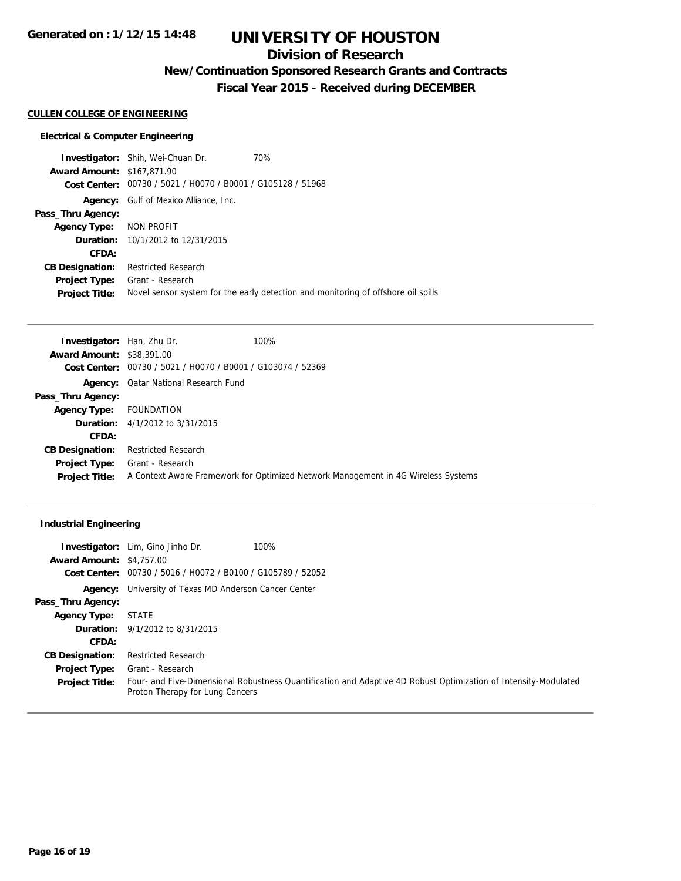# UNIVERSITY OF HOUSTON

## Division of Research

### New/Continuation Sponsored Research Grants and Contracts

### Fiscal Year 2015 - Received during DECEMBER

Generated on : 1/12/15 14:48

**CULLEN COLLEGE OF ENGINEERING**

#### Electrical & Computer Engineering

**Investigator:** Shih, Wei-Chuan Dr. 70%
**Award Amount:** $167,871.90
**Cost Center:** 00730 / 5021 / H0070 / B0001 / G105128 / 51968
**Agency:** Gulf of Mexico Alliance, Inc.
**Pass_Thru Agency:**
**Agency Type:** NON PROFIT
**Duration:** 10/1/2012 to 12/31/2015
**CFDA:**
**CB Designation:** Restricted Research
**Project Type:** Grant - Research
**Project Title:** Novel sensor system for the early detection and monitoring of offshore oil spills

---

**Investigator:** Han, Zhu Dr. 100%
**Award Amount:** $38,391.00
**Cost Center:** 00730 / 5021 / H0070 / B0001 / G103074 / 52369
**Agency:** Qatar National Research Fund
**Pass_Thru Agency:**
**Agency Type:** FOUNDATION
**Duration:** 4/1/2012 to 3/31/2015
**CFDA:**
**CB Designation:** Restricted Research
**Project Type:** Grant - Research
**Project Title:** A Context Aware Framework for Optimized Network Management in 4G Wireless Systems

---

#### Industrial Engineering

**Investigator:** Lim, Gino Jinho Dr. 100%
**Award Amount:** $4,757.00
**Cost Center:** 00730 / 5016 / H0072 / B0100 / G105789 / 52052
**Agency:** University of Texas MD Anderson Cancer Center
**Pass_Thru Agency:**
**Agency Type:** STATE
**Duration:** 9/1/2012 to 8/31/2015
**CFDA:**
**CB Designation:** Restricted Research
**Project Type:** Grant - Research
**Project Title:** Four- and Five-Dimensional Robustness Quantification and Adaptive 4D Robust Optimization of Intensity-Modulated Proton Therapy for Lung Cancers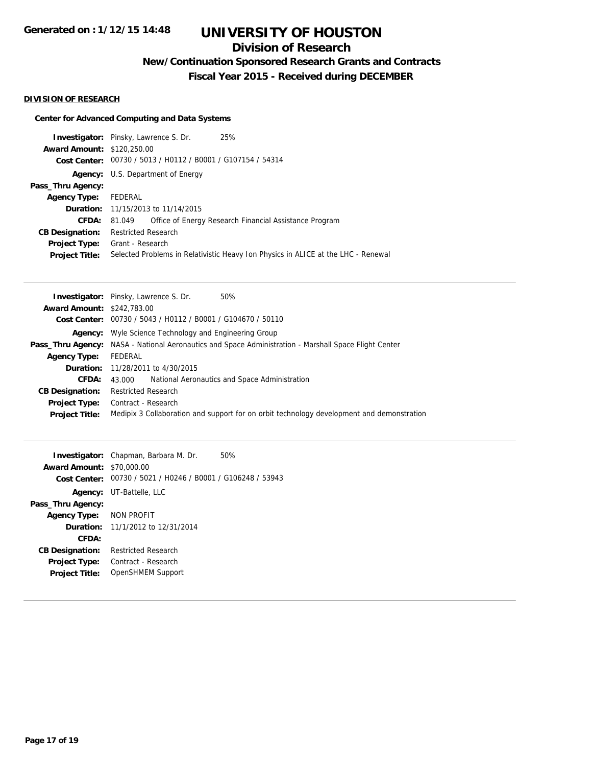## DIVISION OF RESEARCH

### Center for Advanced Computing and Data Systems

**Investigator:** Pinsky, Lawrence S. Dr. 25%
**Award Amount:** $120,250.00
**Cost Center:** 00730 / 5013 / H0112 / B0001 / G107154 / 54314
**Agency:** U.S. Department of Energy
**Pass_Thru Agency:**
**Agency Type:** FEDERAL
**Duration:** 11/15/2013 to 11/14/2015
**CFDA:** 81.049 Office of Energy Research Financial Assistance Program
**CB Designation:** Restricted Research
**Project Type:** Grant - Research
**Project Title:** Selected Problems in Relativistic Heavy Ion Physics in ALICE at the LHC - Renewal

---

**Investigator:** Pinsky, Lawrence S. Dr. 50%
**Award Amount:** $242,783.00
**Cost Center:** 00730 / 5043 / H0112 / B0001 / G104670 / 50110
**Agency:** Wyle Science Technology and Engineering Group
**Pass_Thru Agency:** NASA - National Aeronautics and Space Administration - Marshall Space Flight Center
**Agency Type:** FEDERAL
**Duration:** 11/28/2011 to 4/30/2015
**CFDA:** 43.000 National Aeronautics and Space Administration
**CB Designation:** Restricted Research
**Project Type:** Contract - Research
**Project Title:** Medipix 3 Collaboration and support for on orbit technology development and demonstration

---

**Investigator:** Chapman, Barbara M. Dr. 50%
**Award Amount:** $70,000.00
**Cost Center:** 00730 / 5021 / H0246 / B0001 / G106248 / 53943
**Agency:** UT-Battelle, LLC
**Pass_Thru Agency:**
**Agency Type:** NON PROFIT
**Duration:** 11/1/2012 to 12/31/2014
**CFDA:**
**CB Designation:** Restricted Research
**Project Type:** Contract - Research
**Project Title:** OpenSHMEM Support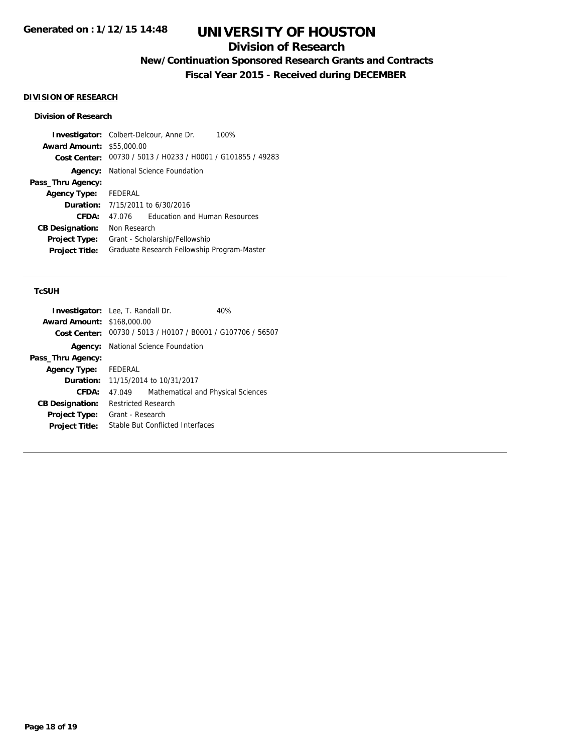### DIVISION OF RESEARCH

#### Division of Research

**Investigator:** Colbert-Delcour, Anne Dr. 100%
**Award Amount:** $55,000.00
**Cost Center:** 00730 / 5013 / H0233 / H0001 / G101855 / 49283
**Agency:** National Science Foundation
**Pass_Thru Agency:**
**Agency Type:** FEDERAL
**Duration:** 7/15/2011 to 6/30/2016
**CFDA:** 47.076 Education and Human Resources
**CB Designation:** Non Research
**Project Type:** Grant - Scholarship/Fellowship
**Project Title:** Graduate Research Fellowship Program-Master

---

#### TcSUH

**Investigator:** Lee, T. Randall Dr. 40%
**Award Amount:** $168,000.00
**Cost Center:** 00730 / 5013 / H0107 / B0001 / G107706 / 56507
**Agency:** National Science Foundation
**Pass_Thru Agency:**
**Agency Type:** FEDERAL
**Duration:** 11/15/2014 to 10/31/2017
**CFDA:** 47.049 Mathematical and Physical Sciences
**CB Designation:** Restricted Research
**Project Type:** Grant - Research
**Project Title:** Stable But Conflicted Interfaces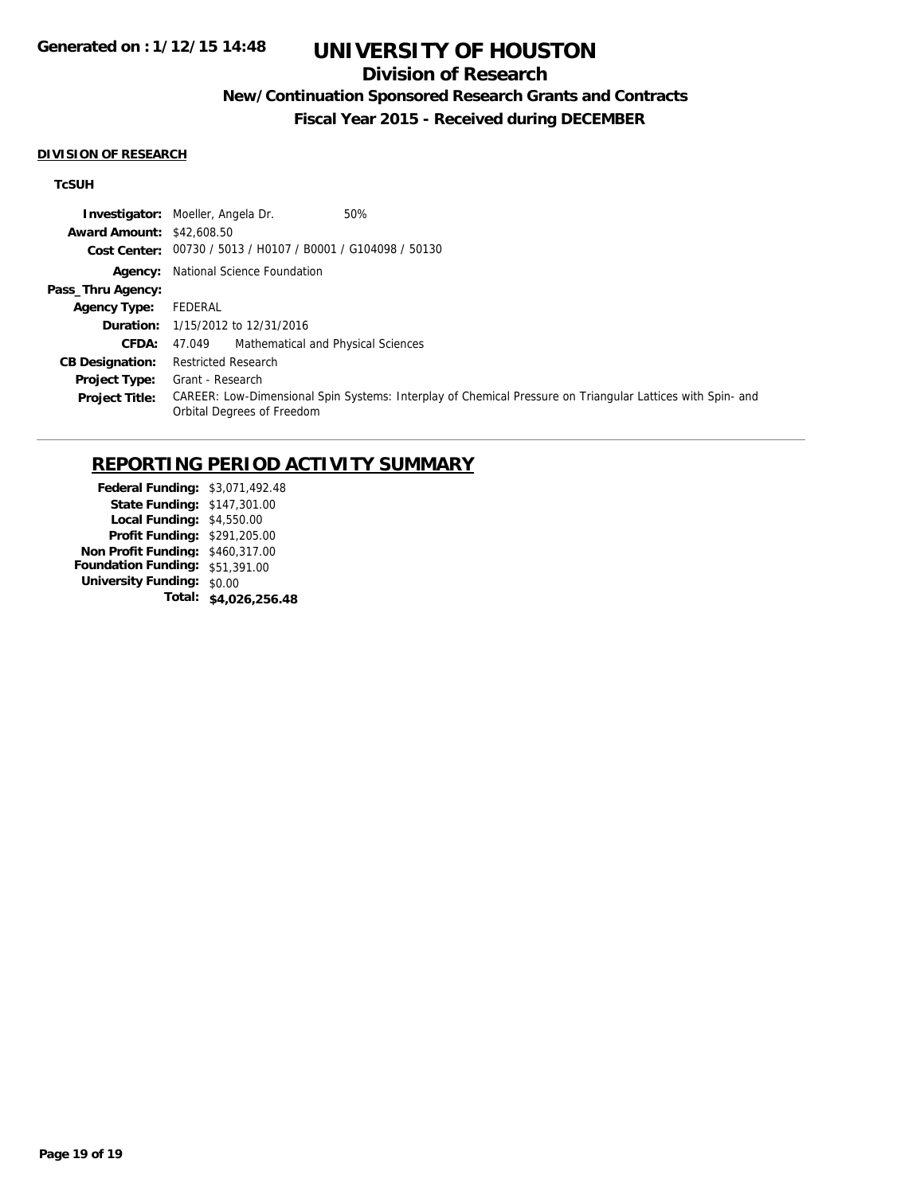# UNIVERSITY OF HOUSTON

## Division of Research

### New/Continuation Sponsored Research Grants and Contracts

### Fiscal Year 2015 - Received during DECEMBER

Generated on : 1/12/15 14:48

**DIVISION OF RESEARCH**

**TcSUH**

| | |
|---|---|
| **Investigator:** | Moeller, Angela Dr. 50% |
| **Award Amount:** | $42,608.50 |
| **Cost Center:** | 00730 / 5013 / H0107 / B0001 / G104098 / 50130 |
| **Agency:** | National Science Foundation |
| **Pass_Thru Agency:** | |
| **Agency Type:** | FEDERAL |
| **Duration:** | 1/15/2012 to 12/31/2016 |
| **CFDA:** | 47.049 Mathematical and Physical Sciences |
| **CB Designation:** | Restricted Research |
| **Project Type:** | Grant - Research |
| **Project Title:** | CAREER: Low-Dimensional Spin Systems: Interplay of Chemical Pressure on Triangular Lattices with Spin- and Orbital Degrees of Freedom |

## REPORTING PERIOD ACTIVITY SUMMARY

| | |
|---|---|
| **Federal Funding:** | $3,071,492.48 |
| **State Funding:** | $147,301.00 |
| **Local Funding:** | $4,550.00 |
| **Profit Funding:** | $291,205.00 |
| **Non Profit Funding:** | $460,317.00 |
| **Foundation Funding:** | $51,391.00 |
| **University Funding:** | $0.00 |
| **Total:** | **$4,026,256.48** |